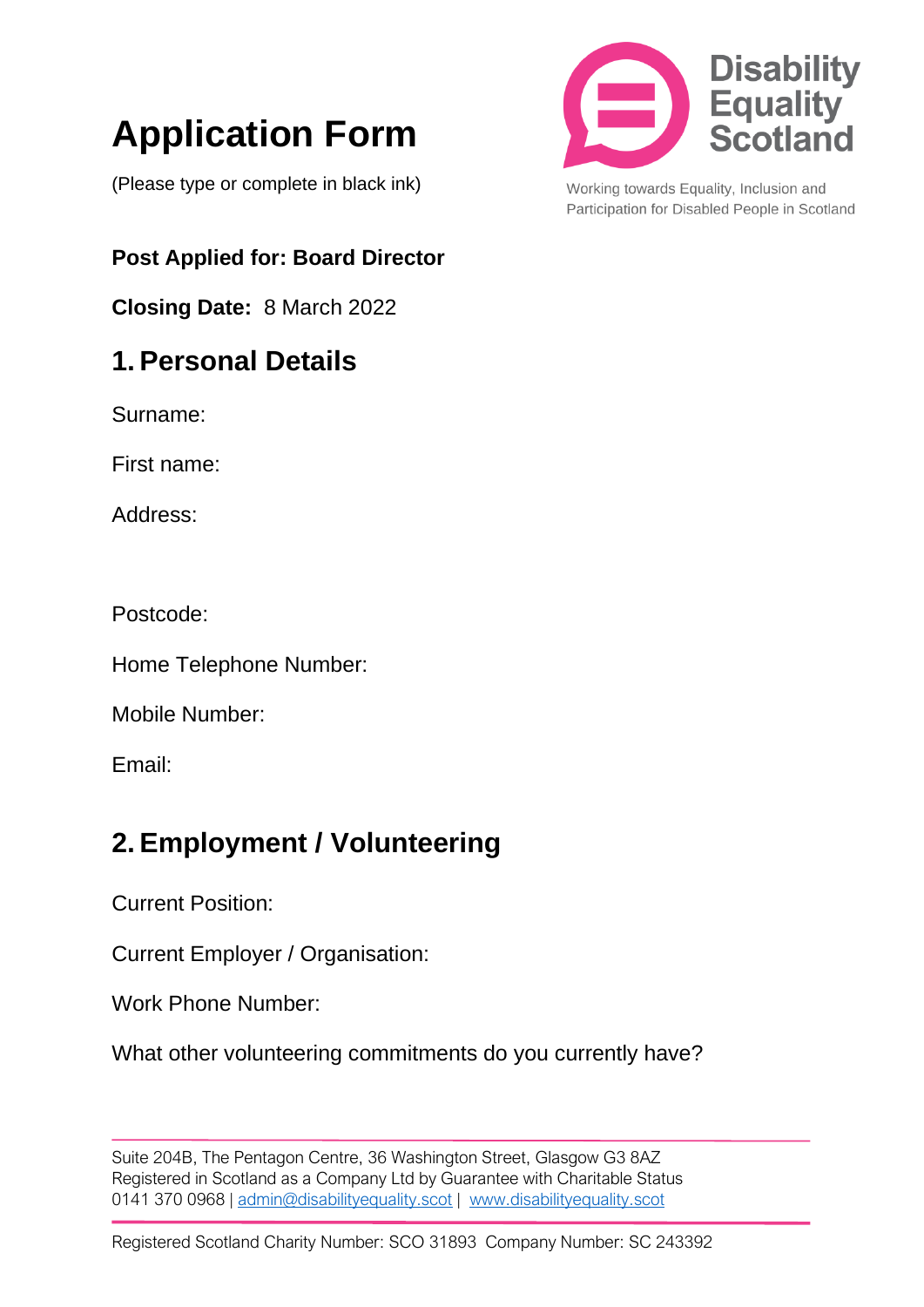# Application Form

(Please type or complete in black ink)

Disability Equality Scotland

Working towards Equality, Inclusion and Participation for Disabled People in Scotland

**Post Applied for: Board Director**

**Closing Date:** 8 March 2022

## 1. Personal Details

Surname:

First name:

Address:

Postcode:

Home Telephone Number:

Mobile Number:

Email:

## 2. Employment / Volunteering

Current Position:

Current Employer / Organisation:

Work Phone Number:

What other volunteering commitments do you currently have?

Suite 204B, The Pentagon Centre, 36 Washington Street, Glasgow G3 8AZ
Registered in Scotland as a Company Ltd by Guarantee with Charitable Status
0141 370 0968 | admin@disabilityequality.scot | www.disabilityequality.scot

Registered Scotland Charity Number: SCO 31893 Company Number: SC 243392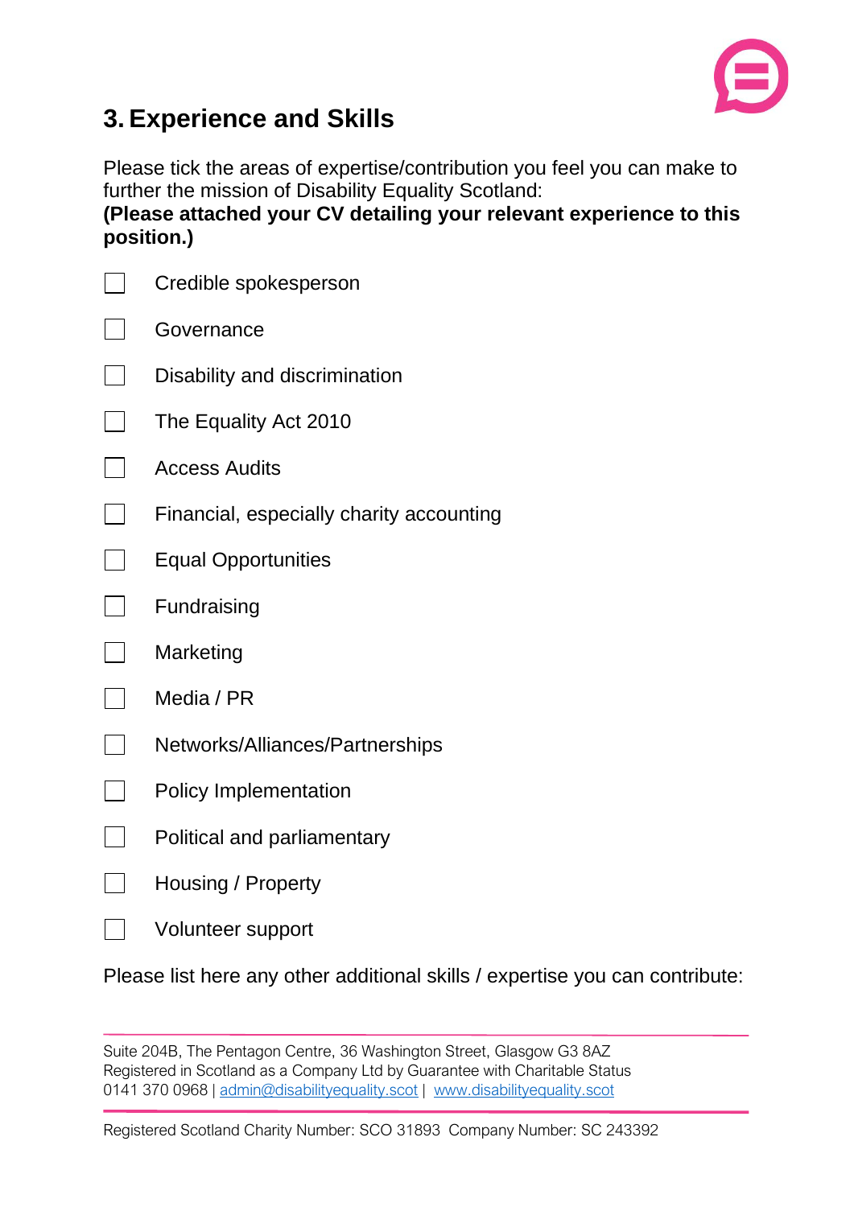## 3. Experience and Skills

Please tick the areas of expertise/contribution you feel you can make to further the mission of Disability Equality Scotland:
**(Please attached your CV detailing your relevant experience to this position.)**

- [ ] Credible spokesperson
- [ ] Governance
- [ ] Disability and discrimination
- [ ] The Equality Act 2010
- [ ] Access Audits
- [ ] Financial, especially charity accounting
- [ ] Equal Opportunities
- [ ] Fundraising
- [ ] Marketing
- [ ] Media / PR
- [ ] Networks/Alliances/Partnerships
- [ ] Policy Implementation
- [ ] Political and parliamentary
- [ ] Housing / Property
- [ ] Volunteer support

Please list here any other additional skills / expertise you can contribute:

Suite 204B, The Pentagon Centre, 36 Washington Street, Glasgow G3 8AZ
Registered in Scotland as a Company Ltd by Guarantee with Charitable Status
0141 370 0968 | admin@disabilityequality.scot | www.disabilityequality.scot

Registered Scotland Charity Number: SCO 31893 Company Number: SC 243392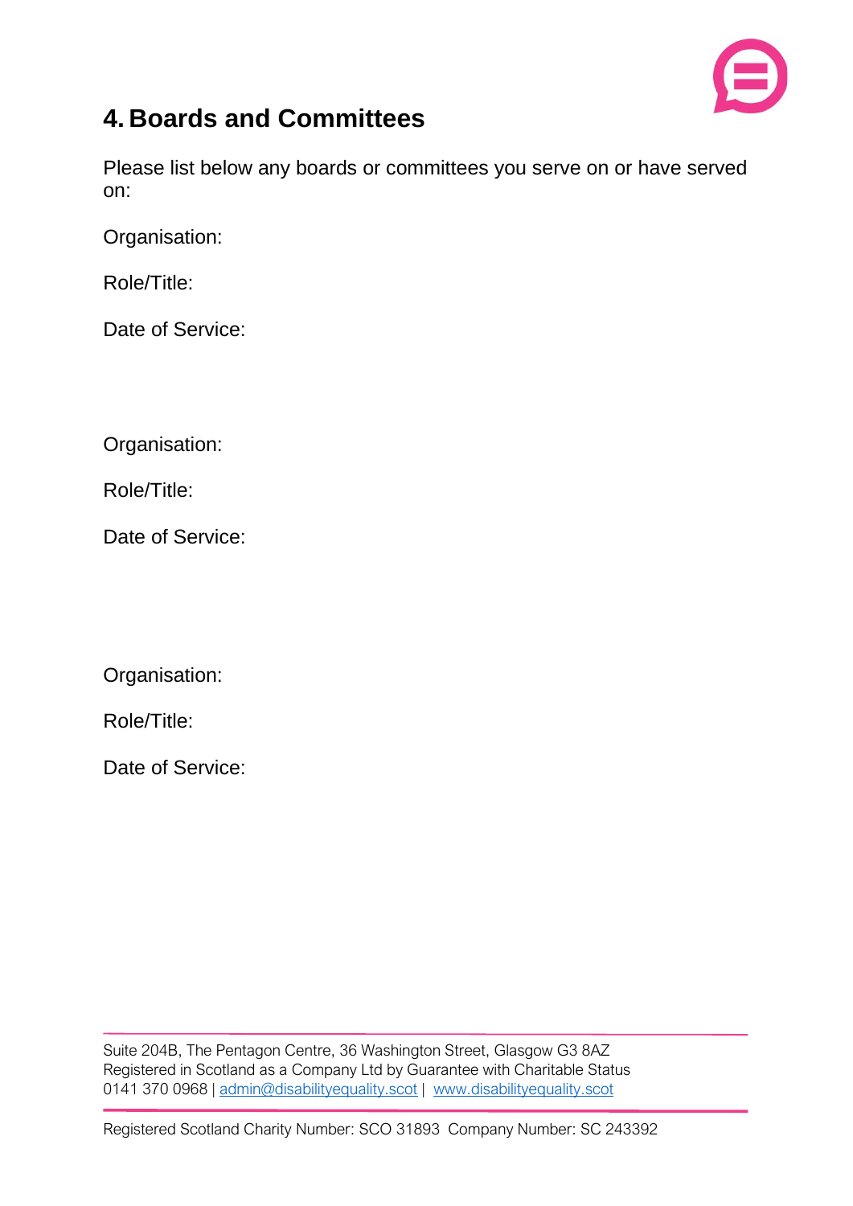# 4. Boards and Committees

Please list below any boards or committees you serve on or have served on:

Organisation:

Role/Title:

Date of Service:

Organisation:

Role/Title:

Date of Service:

Organisation:

Role/Title:

Date of Service:

Suite 204B, The Pentagon Centre, 36 Washington Street, Glasgow G3 8AZ
Registered in Scotland as a Company Ltd by Guarantee with Charitable Status
0141 370 0968 | admin@disabilityequality.scot | www.disabilityequality.scot

Registered Scotland Charity Number: SCO 31893 Company Number: SC 243392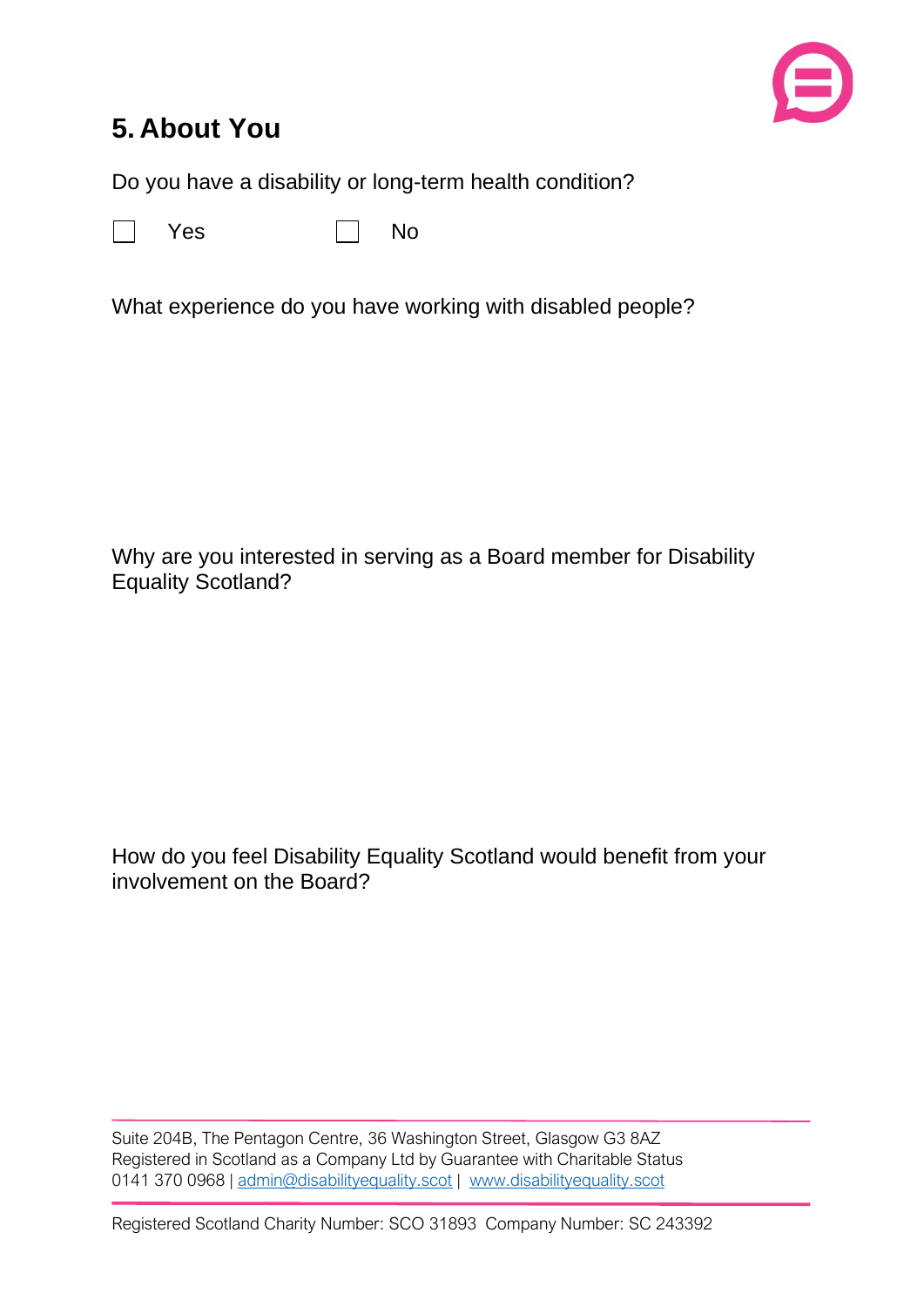## 5. About You

Do you have a disability or long-term health condition?

☐ Yes ☐ No

What experience do you have working with disabled people?

Why are you interested in serving as a Board member for Disability Equality Scotland?

How do you feel Disability Equality Scotland would benefit from your involvement on the Board?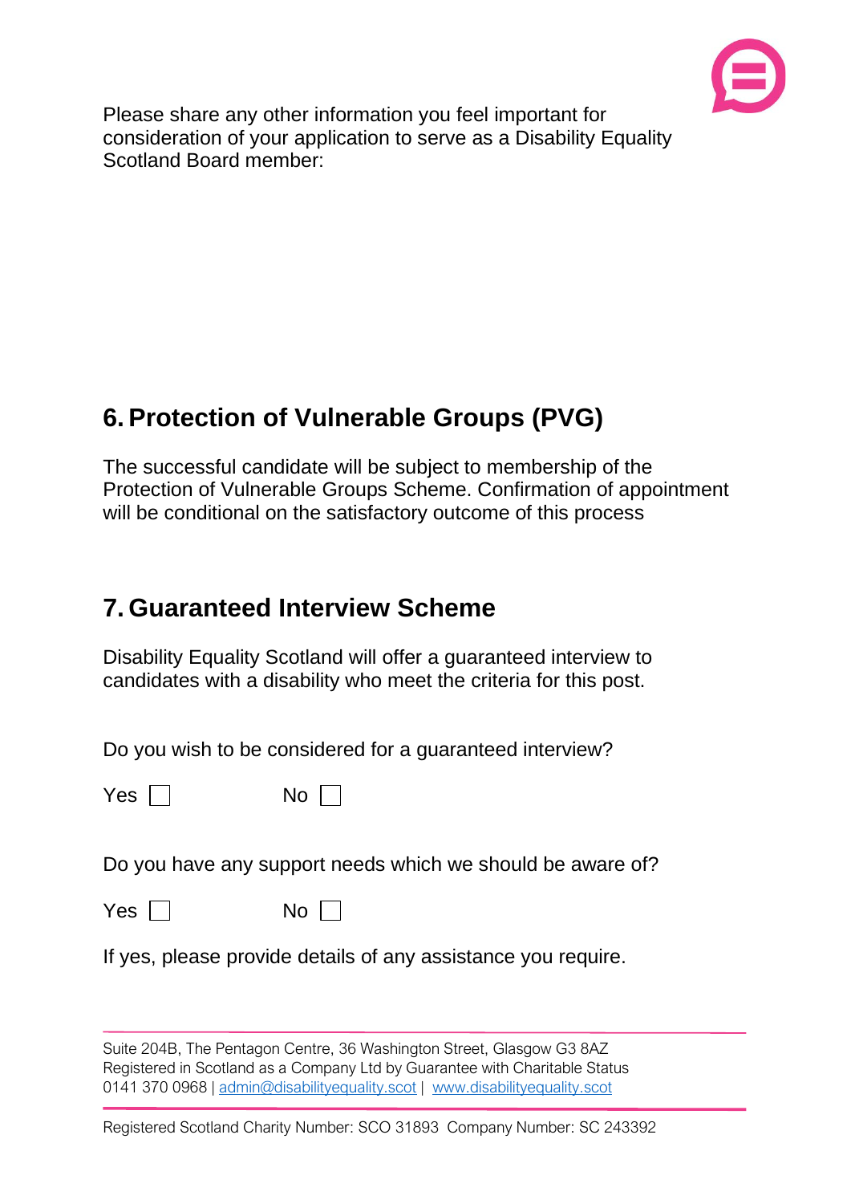Please share any other information you feel important for consideration of your application to serve as a Disability Equality Scotland Board member:

## 6. Protection of Vulnerable Groups (PVG)

The successful candidate will be subject to membership of the Protection of Vulnerable Groups Scheme. Confirmation of appointment will be conditional on the satisfactory outcome of this process

## 7. Guaranteed Interview Scheme

Disability Equality Scotland will offer a guaranteed interview to candidates with a disability who meet the criteria for this post.

Do you wish to be considered for a guaranteed interview?

Yes ☐ No ☐

Do you have any support needs which we should be aware of?

Yes ☐ No ☐

If yes, please provide details of any assistance you require.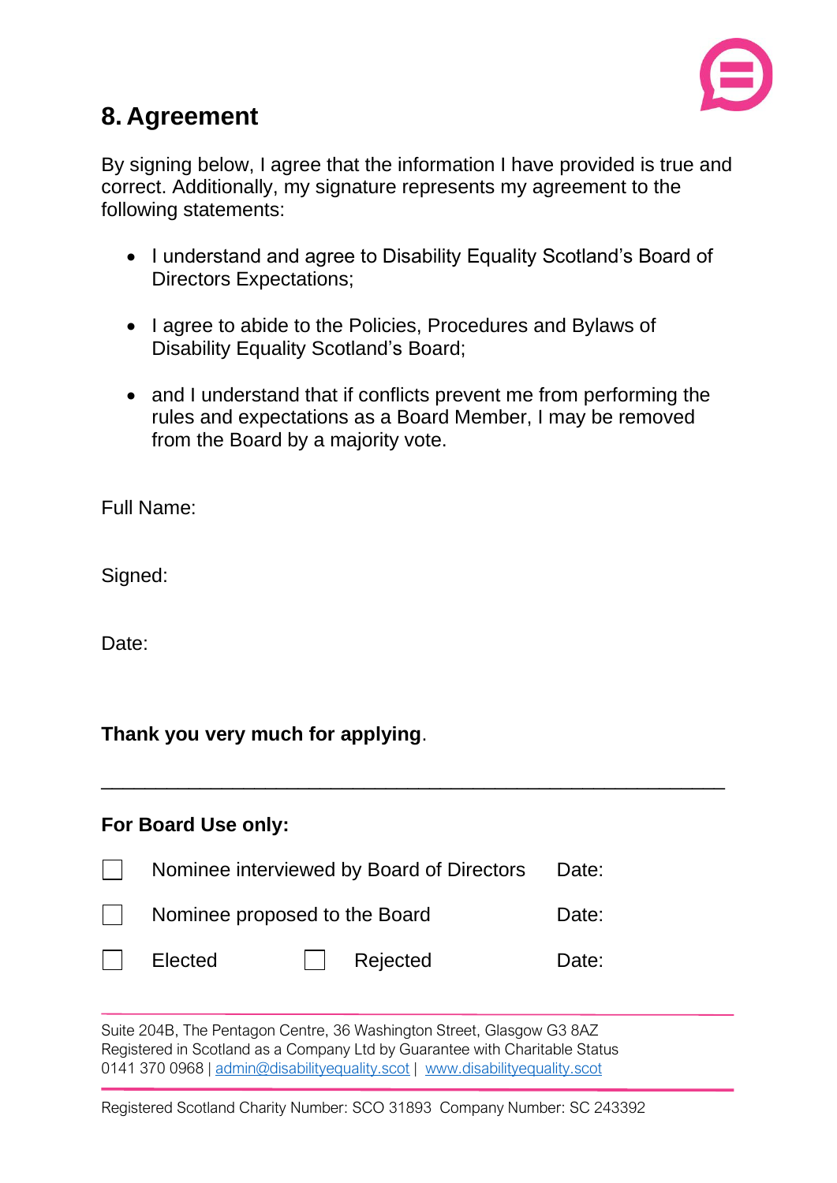## 8. Agreement

By signing below, I agree that the information I have provided is true and correct. Additionally, my signature represents my agreement to the following statements:

- I understand and agree to Disability Equality Scotland's Board of Directors Expectations;
- I agree to abide to the Policies, Procedures and Bylaws of Disability Equality Scotland's Board;
- and I understand that if conflicts prevent me from performing the rules and expectations as a Board Member, I may be removed from the Board by a majority vote.

Full Name:

Signed:

Date:

**Thank you very much for applying**.

---

**For Board Use only:**

☐ Nominee interviewed by Board of Directors Date:

☐ Nominee proposed to the Board Date:

☐ Elected ☐ Rejected Date:

---

Suite 204B, The Pentagon Centre, 36 Washington Street, Glasgow G3 8AZ
Registered in Scotland as a Company Ltd by Guarantee with Charitable Status
0141 370 0968 | admin@disabilityequality.scot | www.disabilityequality.scot

Registered Scotland Charity Number: SCO 31893 Company Number: SC 243392